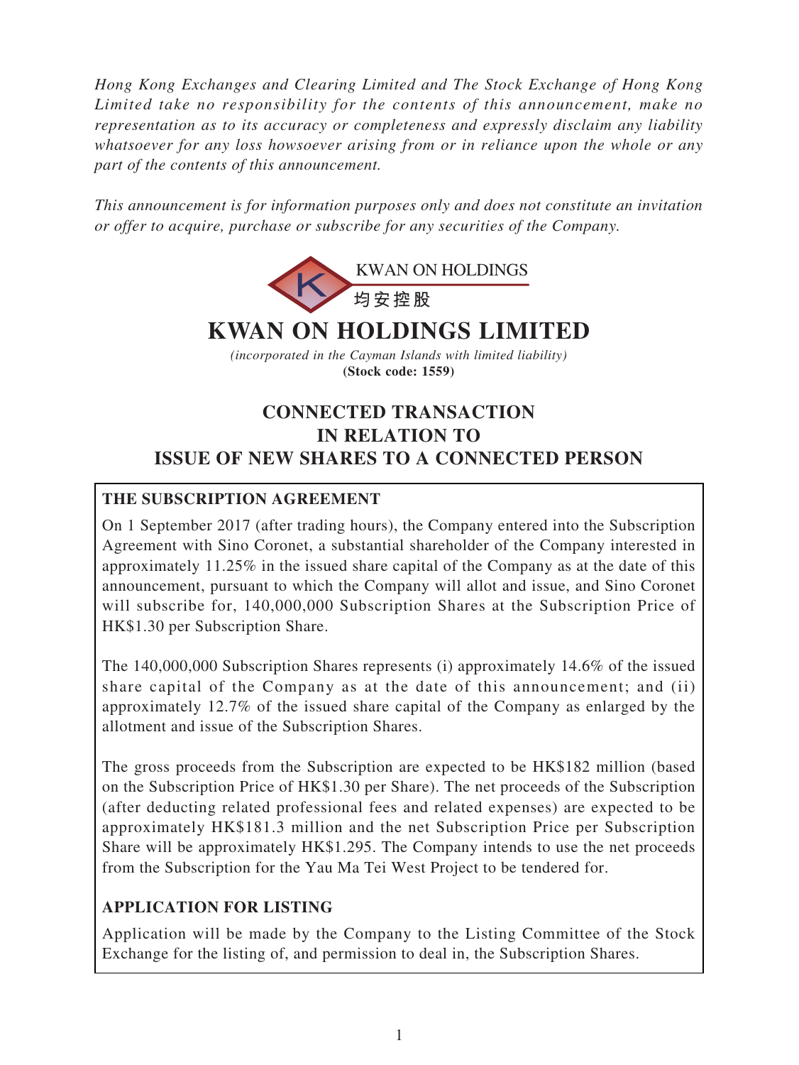*Hong Kong Exchanges and Clearing Limited and The Stock Exchange of Hong Kong Limited take no responsibility for the contents of this announcement, make no representation as to its accuracy or completeness and expressly disclaim any liability whatsoever for any loss howsoever arising from or in reliance upon the whole or any part of the contents of this announcement.*

*This announcement is for information purposes only and does not constitute an invitation or offer to acquire, purchase or subscribe for any securities of the Company.*

KWAN ON HOLDINGS

均安控股

# KWAN ON HOLDINGS LIMITED

*(incorporated in the Cayman Islands with limited liability)*

**(Stock code: 1559)**

## CONNECTED TRANSACTION IN RELATION TO ISSUE OF NEW SHARES TO A CONNECTED PERSON

### THE SUBSCRIPTION AGREEMENT

On 1 September 2017 (after trading hours), the Company entered into the Subscription Agreement with Sino Coronet, a substantial shareholder of the Company interested in approximately 11.25% in the issued share capital of the Company as at the date of this announcement, pursuant to which the Company will allot and issue, and Sino Coronet will subscribe for, 140,000,000 Subscription Shares at the Subscription Price of HK$1.30 per Subscription Share.

The 140,000,000 Subscription Shares represents (i) approximately 14.6% of the issued share capital of the Company as at the date of this announcement; and (ii) approximately 12.7% of the issued share capital of the Company as enlarged by the allotment and issue of the Subscription Shares.

The gross proceeds from the Subscription are expected to be HK$182 million (based on the Subscription Price of HK$1.30 per Share). The net proceeds of the Subscription (after deducting related professional fees and related expenses) are expected to be approximately HK$181.3 million and the net Subscription Price per Subscription Share will be approximately HK$1.295. The Company intends to use the net proceeds from the Subscription for the Yau Ma Tei West Project to be tendered for.

### APPLICATION FOR LISTING

Application will be made by the Company to the Listing Committee of the Stock Exchange for the listing of, and permission to deal in, the Subscription Shares.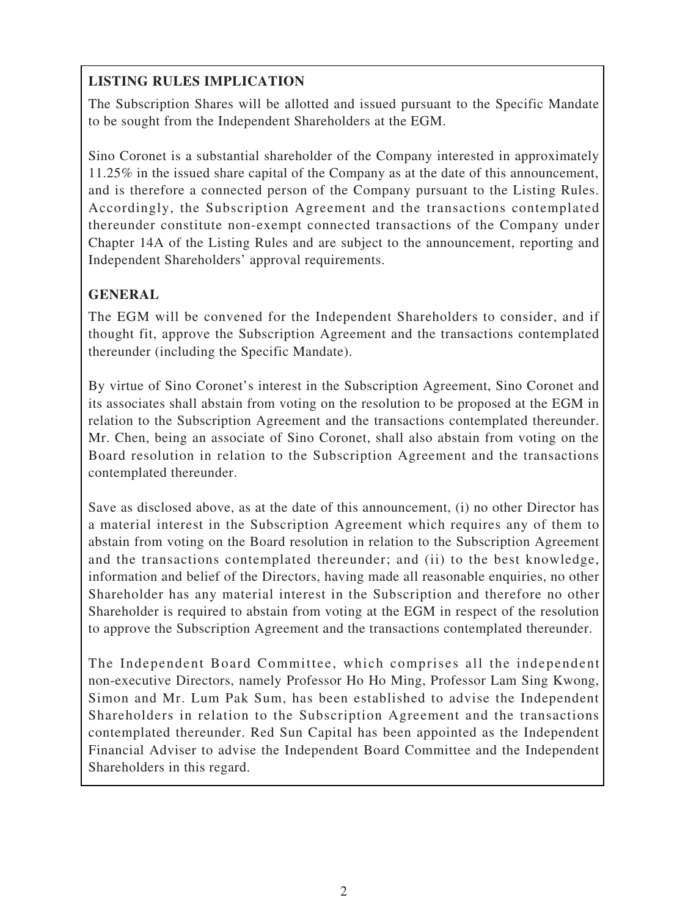**LISTING RULES IMPLICATION**

The Subscription Shares will be allotted and issued pursuant to the Specific Mandate to be sought from the Independent Shareholders at the EGM.

Sino Coronet is a substantial shareholder of the Company interested in approximately 11.25% in the issued share capital of the Company as at the date of this announcement, and is therefore a connected person of the Company pursuant to the Listing Rules. Accordingly, the Subscription Agreement and the transactions contemplated thereunder constitute non-exempt connected transactions of the Company under Chapter 14A of the Listing Rules and are subject to the announcement, reporting and Independent Shareholders' approval requirements.

**GENERAL**

The EGM will be convened for the Independent Shareholders to consider, and if thought fit, approve the Subscription Agreement and the transactions contemplated thereunder (including the Specific Mandate).

By virtue of Sino Coronet's interest in the Subscription Agreement, Sino Coronet and its associates shall abstain from voting on the resolution to be proposed at the EGM in relation to the Subscription Agreement and the transactions contemplated thereunder. Mr. Chen, being an associate of Sino Coronet, shall also abstain from voting on the Board resolution in relation to the Subscription Agreement and the transactions contemplated thereunder.

Save as disclosed above, as at the date of this announcement, (i) no other Director has a material interest in the Subscription Agreement which requires any of them to abstain from voting on the Board resolution in relation to the Subscription Agreement and the transactions contemplated thereunder; and (ii) to the best knowledge, information and belief of the Directors, having made all reasonable enquiries, no other Shareholder has any material interest in the Subscription and therefore no other Shareholder is required to abstain from voting at the EGM in respect of the resolution to approve the Subscription Agreement and the transactions contemplated thereunder.

The Independent Board Committee, which comprises all the independent non-executive Directors, namely Professor Ho Ho Ming, Professor Lam Sing Kwong, Simon and Mr. Lum Pak Sum, has been established to advise the Independent Shareholders in relation to the Subscription Agreement and the transactions contemplated thereunder. Red Sun Capital has been appointed as the Independent Financial Adviser to advise the Independent Board Committee and the Independent Shareholders in this regard.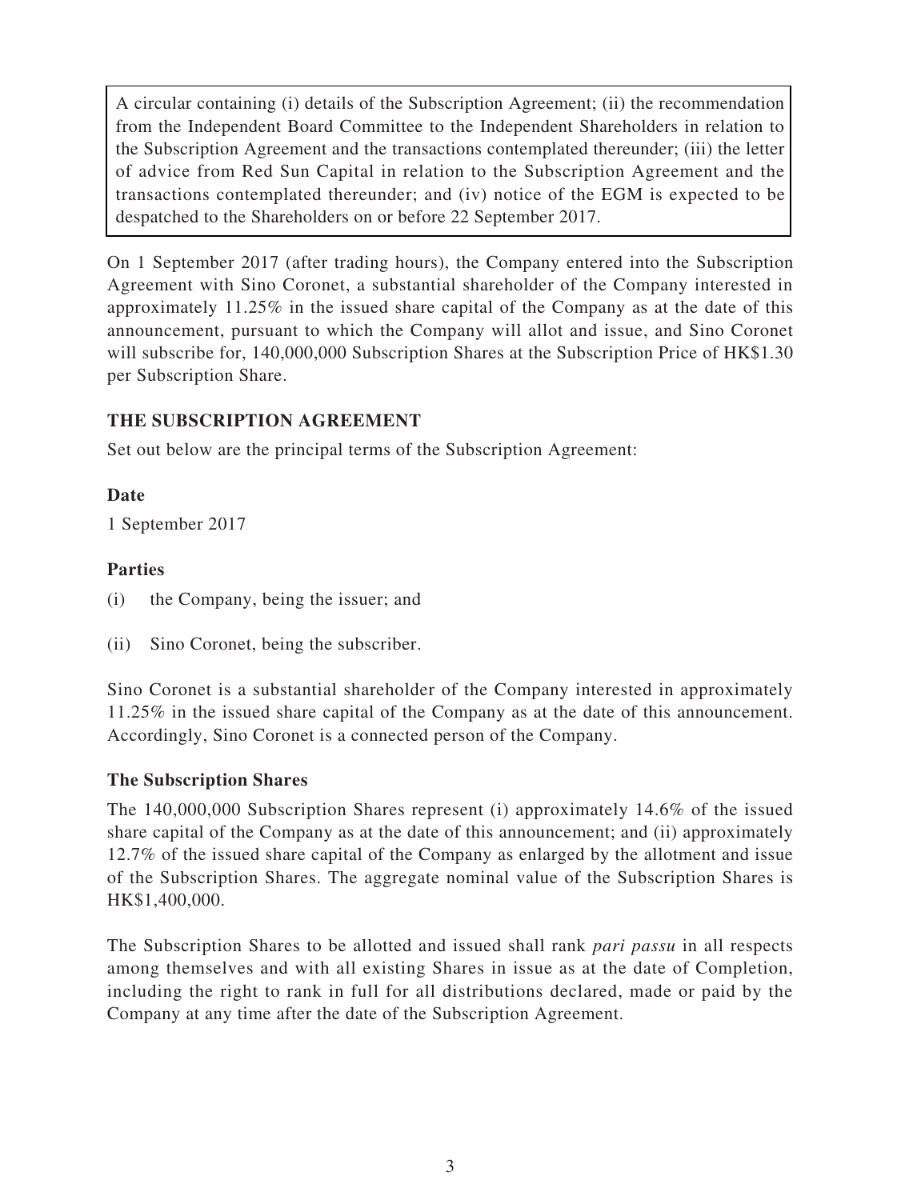A circular containing (i) details of the Subscription Agreement; (ii) the recommendation from the Independent Board Committee to the Independent Shareholders in relation to the Subscription Agreement and the transactions contemplated thereunder; (iii) the letter of advice from Red Sun Capital in relation to the Subscription Agreement and the transactions contemplated thereunder; and (iv) notice of the EGM is expected to be despatched to the Shareholders on or before 22 September 2017.

On 1 September 2017 (after trading hours), the Company entered into the Subscription Agreement with Sino Coronet, a substantial shareholder of the Company interested in approximately 11.25% in the issued share capital of the Company as at the date of this announcement, pursuant to which the Company will allot and issue, and Sino Coronet will subscribe for, 140,000,000 Subscription Shares at the Subscription Price of HK$1.30 per Subscription Share.

## THE SUBSCRIPTION AGREEMENT

Set out below are the principal terms of the Subscription Agreement:

### Date

1 September 2017

### Parties

(i) the Company, being the issuer; and

(ii) Sino Coronet, being the subscriber.

Sino Coronet is a substantial shareholder of the Company interested in approximately 11.25% in the issued share capital of the Company as at the date of this announcement. Accordingly, Sino Coronet is a connected person of the Company.

### The Subscription Shares

The 140,000,000 Subscription Shares represent (i) approximately 14.6% of the issued share capital of the Company as at the date of this announcement; and (ii) approximately 12.7% of the issued share capital of the Company as enlarged by the allotment and issue of the Subscription Shares. The aggregate nominal value of the Subscription Shares is HK$1,400,000.

The Subscription Shares to be allotted and issued shall rank *pari passu* in all respects among themselves and with all existing Shares in issue as at the date of Completion, including the right to rank in full for all distributions declared, made or paid by the Company at any time after the date of the Subscription Agreement.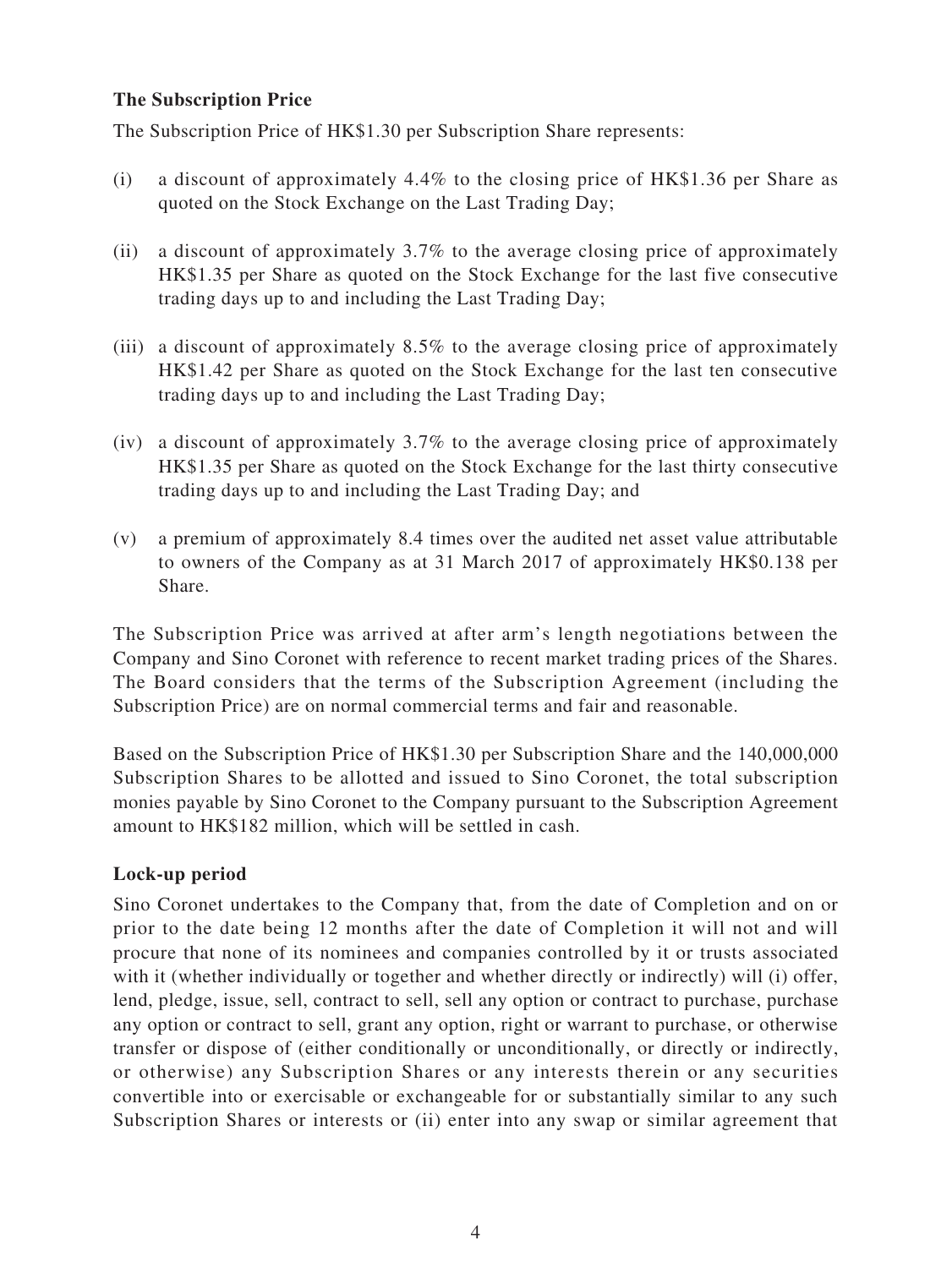**The Subscription Price**

The Subscription Price of HK$1.30 per Subscription Share represents:

(i) a discount of approximately 4.4% to the closing price of HK$1.36 per Share as quoted on the Stock Exchange on the Last Trading Day;

(ii) a discount of approximately 3.7% to the average closing price of approximately HK$1.35 per Share as quoted on the Stock Exchange for the last five consecutive trading days up to and including the Last Trading Day;

(iii) a discount of approximately 8.5% to the average closing price of approximately HK$1.42 per Share as quoted on the Stock Exchange for the last ten consecutive trading days up to and including the Last Trading Day;

(iv) a discount of approximately 3.7% to the average closing price of approximately HK$1.35 per Share as quoted on the Stock Exchange for the last thirty consecutive trading days up to and including the Last Trading Day; and

(v) a premium of approximately 8.4 times over the audited net asset value attributable to owners of the Company as at 31 March 2017 of approximately HK$0.138 per Share.

The Subscription Price was arrived at after arm's length negotiations between the Company and Sino Coronet with reference to recent market trading prices of the Shares. The Board considers that the terms of the Subscription Agreement (including the Subscription Price) are on normal commercial terms and fair and reasonable.

Based on the Subscription Price of HK$1.30 per Subscription Share and the 140,000,000 Subscription Shares to be allotted and issued to Sino Coronet, the total subscription monies payable by Sino Coronet to the Company pursuant to the Subscription Agreement amount to HK$182 million, which will be settled in cash.

**Lock-up period**

Sino Coronet undertakes to the Company that, from the date of Completion and on or prior to the date being 12 months after the date of Completion it will not and will procure that none of its nominees and companies controlled by it or trusts associated with it (whether individually or together and whether directly or indirectly) will (i) offer, lend, pledge, issue, sell, contract to sell, sell any option or contract to purchase, purchase any option or contract to sell, grant any option, right or warrant to purchase, or otherwise transfer or dispose of (either conditionally or unconditionally, or directly or indirectly, or otherwise) any Subscription Shares or any interests therein or any securities convertible into or exercisable or exchangeable for or substantially similar to any such Subscription Shares or interests or (ii) enter into any swap or similar agreement that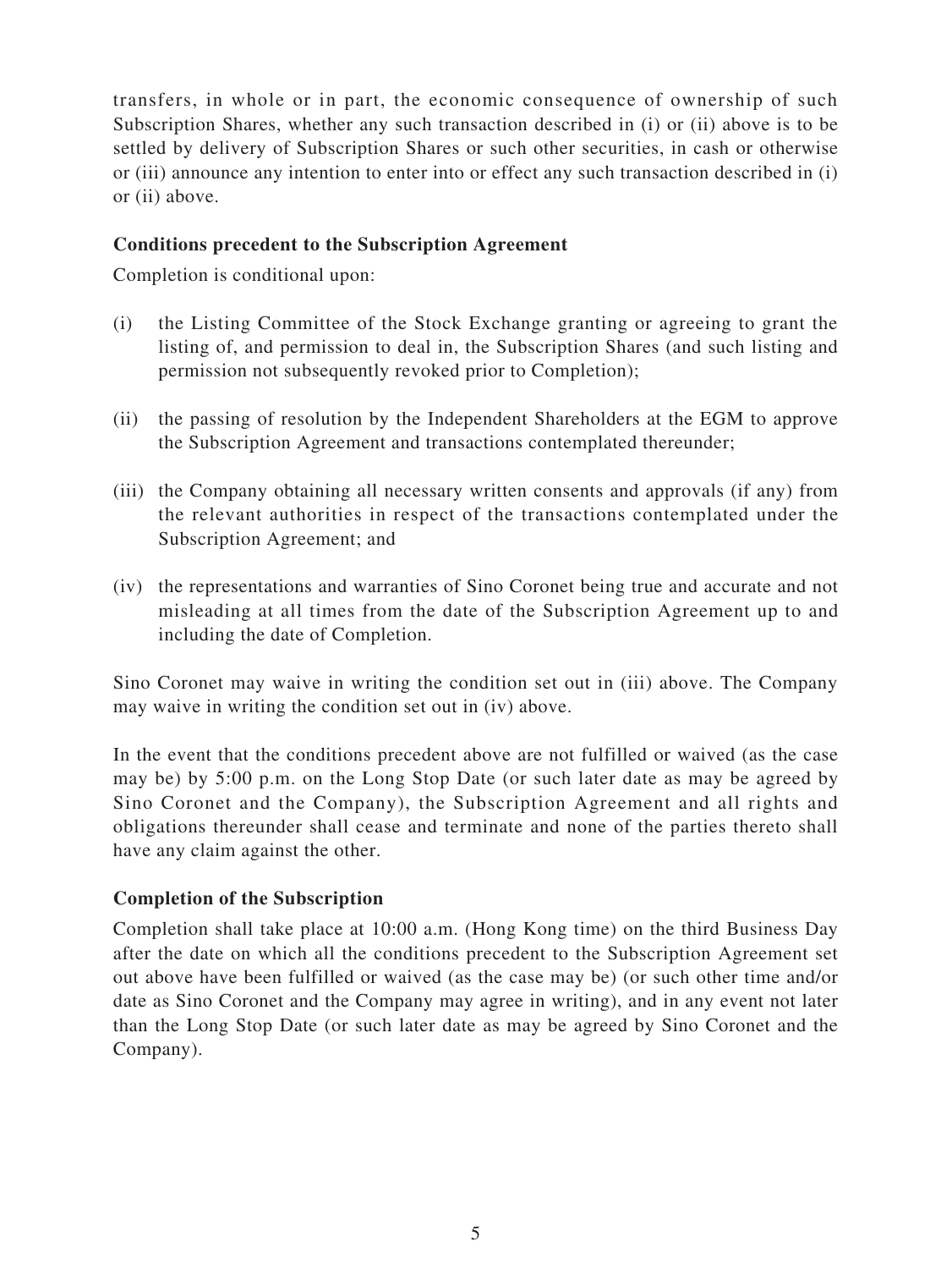transfers, in whole or in part, the economic consequence of ownership of such Subscription Shares, whether any such transaction described in (i) or (ii) above is to be settled by delivery of Subscription Shares or such other securities, in cash or otherwise or (iii) announce any intention to enter into or effect any such transaction described in (i) or (ii) above.

**Conditions precedent to the Subscription Agreement**

Completion is conditional upon:

(i) the Listing Committee of the Stock Exchange granting or agreeing to grant the listing of, and permission to deal in, the Subscription Shares (and such listing and permission not subsequently revoked prior to Completion);

(ii) the passing of resolution by the Independent Shareholders at the EGM to approve the Subscription Agreement and transactions contemplated thereunder;

(iii) the Company obtaining all necessary written consents and approvals (if any) from the relevant authorities in respect of the transactions contemplated under the Subscription Agreement; and

(iv) the representations and warranties of Sino Coronet being true and accurate and not misleading at all times from the date of the Subscription Agreement up to and including the date of Completion.

Sino Coronet may waive in writing the condition set out in (iii) above. The Company may waive in writing the condition set out in (iv) above.

In the event that the conditions precedent above are not fulfilled or waived (as the case may be) by 5:00 p.m. on the Long Stop Date (or such later date as may be agreed by Sino Coronet and the Company), the Subscription Agreement and all rights and obligations thereunder shall cease and terminate and none of the parties thereto shall have any claim against the other.

**Completion of the Subscription**

Completion shall take place at 10:00 a.m. (Hong Kong time) on the third Business Day after the date on which all the conditions precedent to the Subscription Agreement set out above have been fulfilled or waived (as the case may be) (or such other time and/or date as Sino Coronet and the Company may agree in writing), and in any event not later than the Long Stop Date (or such later date as may be agreed by Sino Coronet and the Company).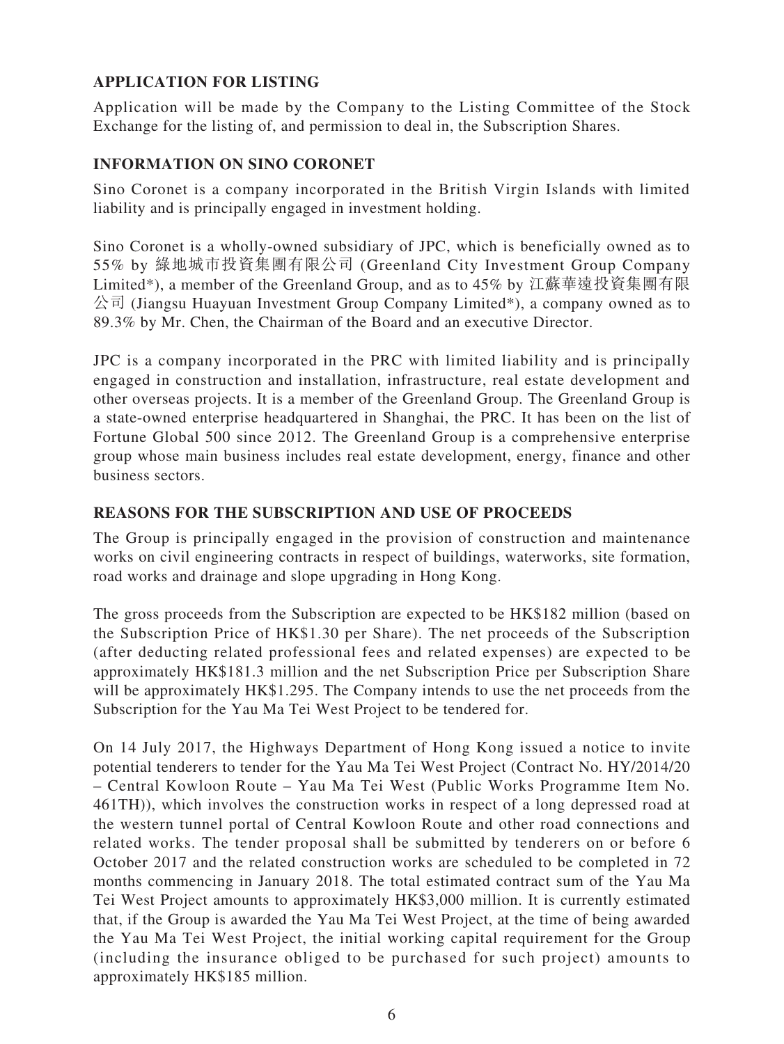## APPLICATION FOR LISTING

Application will be made by the Company to the Listing Committee of the Stock Exchange for the listing of, and permission to deal in, the Subscription Shares.

## INFORMATION ON SINO CORONET

Sino Coronet is a company incorporated in the British Virgin Islands with limited liability and is principally engaged in investment holding.

Sino Coronet is a wholly-owned subsidiary of JPC, which is beneficially owned as to 55% by 綠地城市投資集團有限公司 (Greenland City Investment Group Company Limited*), a member of the Greenland Group, and as to 45% by 江蘇華遠投資集團有限公司 (Jiangsu Huayuan Investment Group Company Limited*), a company owned as to 89.3% by Mr. Chen, the Chairman of the Board and an executive Director.

JPC is a company incorporated in the PRC with limited liability and is principally engaged in construction and installation, infrastructure, real estate development and other overseas projects. It is a member of the Greenland Group. The Greenland Group is a state-owned enterprise headquartered in Shanghai, the PRC. It has been on the list of Fortune Global 500 since 2012. The Greenland Group is a comprehensive enterprise group whose main business includes real estate development, energy, finance and other business sectors.

## REASONS FOR THE SUBSCRIPTION AND USE OF PROCEEDS

The Group is principally engaged in the provision of construction and maintenance works on civil engineering contracts in respect of buildings, waterworks, site formation, road works and drainage and slope upgrading in Hong Kong.

The gross proceeds from the Subscription are expected to be HK$182 million (based on the Subscription Price of HK$1.30 per Share). The net proceeds of the Subscription (after deducting related professional fees and related expenses) are expected to be approximately HK$181.3 million and the net Subscription Price per Subscription Share will be approximately HK$1.295. The Company intends to use the net proceeds from the Subscription for the Yau Ma Tei West Project to be tendered for.

On 14 July 2017, the Highways Department of Hong Kong issued a notice to invite potential tenderers to tender for the Yau Ma Tei West Project (Contract No. HY/2014/20 – Central Kowloon Route – Yau Ma Tei West (Public Works Programme Item No. 461TH)), which involves the construction works in respect of a long depressed road at the western tunnel portal of Central Kowloon Route and other road connections and related works. The tender proposal shall be submitted by tenderers on or before 6 October 2017 and the related construction works are scheduled to be completed in 72 months commencing in January 2018. The total estimated contract sum of the Yau Ma Tei West Project amounts to approximately HK$3,000 million. It is currently estimated that, if the Group is awarded the Yau Ma Tei West Project, at the time of being awarded the Yau Ma Tei West Project, the initial working capital requirement for the Group (including the insurance obliged to be purchased for such project) amounts to approximately HK$185 million.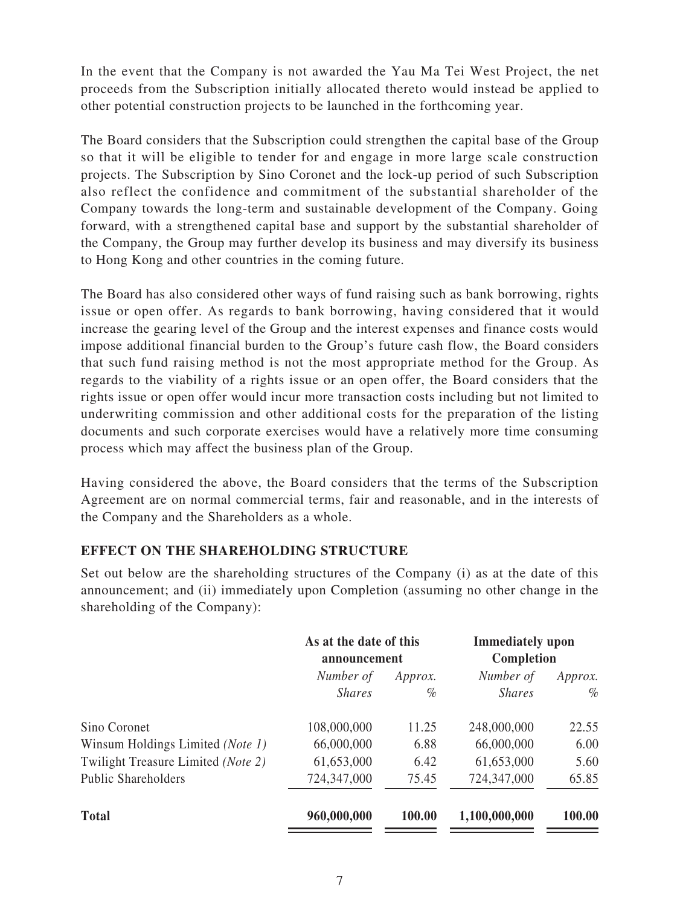In the event that the Company is not awarded the Yau Ma Tei West Project, the net proceeds from the Subscription initially allocated thereto would instead be applied to other potential construction projects to be launched in the forthcoming year.

The Board considers that the Subscription could strengthen the capital base of the Group so that it will be eligible to tender for and engage in more large scale construction projects. The Subscription by Sino Coronet and the lock-up period of such Subscription also reflect the confidence and commitment of the substantial shareholder of the Company towards the long-term and sustainable development of the Company. Going forward, with a strengthened capital base and support by the substantial shareholder of the Company, the Group may further develop its business and may diversify its business to Hong Kong and other countries in the coming future.

The Board has also considered other ways of fund raising such as bank borrowing, rights issue or open offer. As regards to bank borrowing, having considered that it would increase the gearing level of the Group and the interest expenses and finance costs would impose additional financial burden to the Group's future cash flow, the Board considers that such fund raising method is not the most appropriate method for the Group. As regards to the viability of a rights issue or an open offer, the Board considers that the rights issue or open offer would incur more transaction costs including but not limited to underwriting commission and other additional costs for the preparation of the listing documents and such corporate exercises would have a relatively more time consuming process which may affect the business plan of the Group.

Having considered the above, the Board considers that the terms of the Subscription Agreement are on normal commercial terms, fair and reasonable, and in the interests of the Company and the Shareholders as a whole.

## EFFECT ON THE SHAREHOLDING STRUCTURE

Set out below are the shareholding structures of the Company (i) as at the date of this announcement; and (ii) immediately upon Completion (assuming no other change in the shareholding of the Company):

| | **As at the date of this announcement** | | **Immediately upon Completion** | |
|---|---|---|---|---|
| | *Number of Shares* | *Approx. %* | *Number of Shares* | *Approx. %* |
| Sino Coronet | 108,000,000 | 11.25 | 248,000,000 | 22.55 |
| Winsum Holdings Limited *(Note 1)* | 66,000,000 | 6.88 | 66,000,000 | 6.00 |
| Twilight Treasure Limited *(Note 2)* | 61,653,000 | 6.42 | 61,653,000 | 5.60 |
| Public Shareholders | 724,347,000 | 75.45 | 724,347,000 | 65.85 |
| **Total** | **960,000,000** | **100.00** | **1,100,000,000** | **100.00** |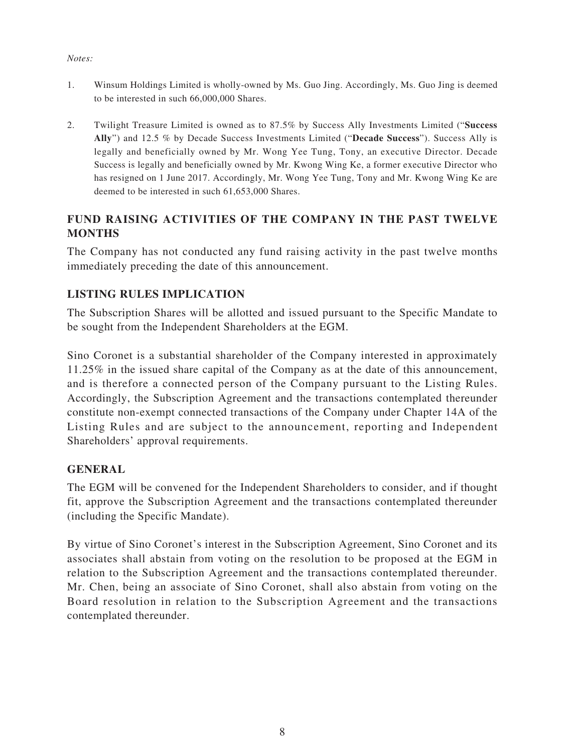*Notes:*

1. Winsum Holdings Limited is wholly-owned by Ms. Guo Jing. Accordingly, Ms. Guo Jing is deemed to be interested in such 66,000,000 Shares.

2. Twilight Treasure Limited is owned as to 87.5% by Success Ally Investments Limited ("**Success Ally**") and 12.5 % by Decade Success Investments Limited ("**Decade Success**"). Success Ally is legally and beneficially owned by Mr. Wong Yee Tung, Tony, an executive Director. Decade Success is legally and beneficially owned by Mr. Kwong Wing Ke, a former executive Director who has resigned on 1 June 2017. Accordingly, Mr. Wong Yee Tung, Tony and Mr. Kwong Wing Ke are deemed to be interested in such 61,653,000 Shares.

## FUND RAISING ACTIVITIES OF THE COMPANY IN THE PAST TWELVE MONTHS

The Company has not conducted any fund raising activity in the past twelve months immediately preceding the date of this announcement.

## LISTING RULES IMPLICATION

The Subscription Shares will be allotted and issued pursuant to the Specific Mandate to be sought from the Independent Shareholders at the EGM.

Sino Coronet is a substantial shareholder of the Company interested in approximately 11.25% in the issued share capital of the Company as at the date of this announcement, and is therefore a connected person of the Company pursuant to the Listing Rules. Accordingly, the Subscription Agreement and the transactions contemplated thereunder constitute non-exempt connected transactions of the Company under Chapter 14A of the Listing Rules and are subject to the announcement, reporting and Independent Shareholders' approval requirements.

## GENERAL

The EGM will be convened for the Independent Shareholders to consider, and if thought fit, approve the Subscription Agreement and the transactions contemplated thereunder (including the Specific Mandate).

By virtue of Sino Coronet's interest in the Subscription Agreement, Sino Coronet and its associates shall abstain from voting on the resolution to be proposed at the EGM in relation to the Subscription Agreement and the transactions contemplated thereunder. Mr. Chen, being an associate of Sino Coronet, shall also abstain from voting on the Board resolution in relation to the Subscription Agreement and the transactions contemplated thereunder.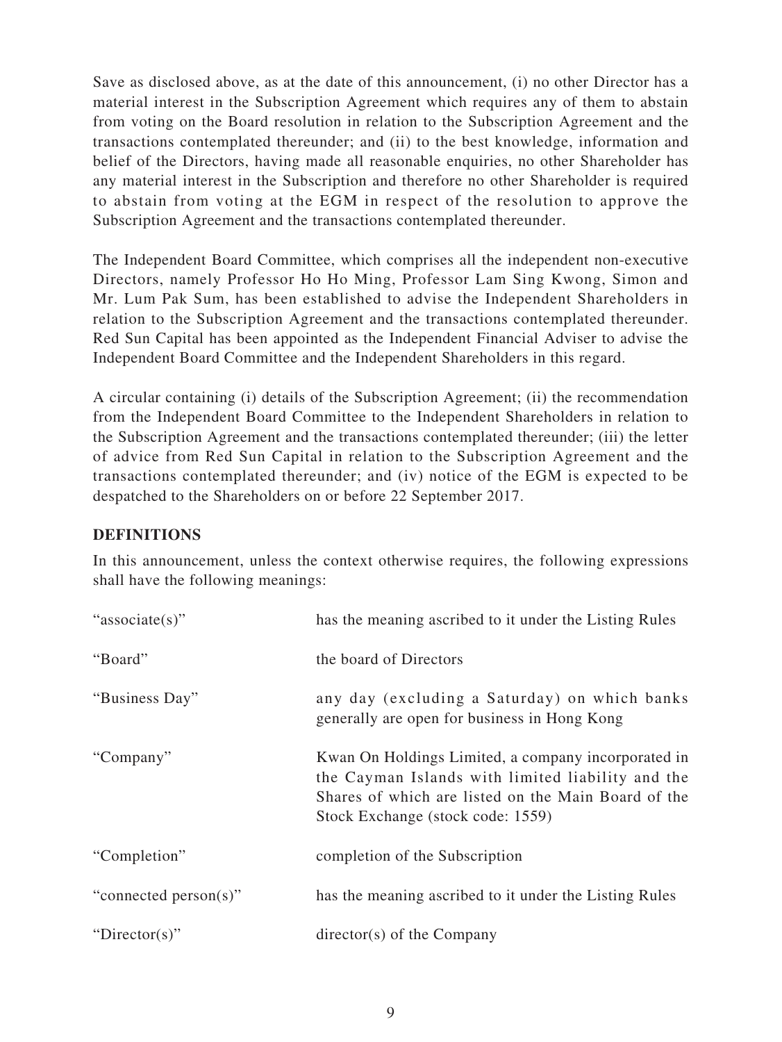Save as disclosed above, as at the date of this announcement, (i) no other Director has a material interest in the Subscription Agreement which requires any of them to abstain from voting on the Board resolution in relation to the Subscription Agreement and the transactions contemplated thereunder; and (ii) to the best knowledge, information and belief of the Directors, having made all reasonable enquiries, no other Shareholder has any material interest in the Subscription and therefore no other Shareholder is required to abstain from voting at the EGM in respect of the resolution to approve the Subscription Agreement and the transactions contemplated thereunder.

The Independent Board Committee, which comprises all the independent non-executive Directors, namely Professor Ho Ho Ming, Professor Lam Sing Kwong, Simon and Mr. Lum Pak Sum, has been established to advise the Independent Shareholders in relation to the Subscription Agreement and the transactions contemplated thereunder. Red Sun Capital has been appointed as the Independent Financial Adviser to advise the Independent Board Committee and the Independent Shareholders in this regard.

A circular containing (i) details of the Subscription Agreement; (ii) the recommendation from the Independent Board Committee to the Independent Shareholders in relation to the Subscription Agreement and the transactions contemplated thereunder; (iii) the letter of advice from Red Sun Capital in relation to the Subscription Agreement and the transactions contemplated thereunder; and (iv) notice of the EGM is expected to be despatched to the Shareholders on or before 22 September 2017.

## DEFINITIONS

In this announcement, unless the context otherwise requires, the following expressions shall have the following meanings:

| | |
|---|---|
| "associate(s)" | has the meaning ascribed to it under the Listing Rules |
| "Board" | the board of Directors |
| "Business Day" | any day (excluding a Saturday) on which banks generally are open for business in Hong Kong |
| "Company" | Kwan On Holdings Limited, a company incorporated in the Cayman Islands with limited liability and the Shares of which are listed on the Main Board of the Stock Exchange (stock code: 1559) |
| "Completion" | completion of the Subscription |
| "connected person(s)" | has the meaning ascribed to it under the Listing Rules |
| "Director(s)" | director(s) of the Company |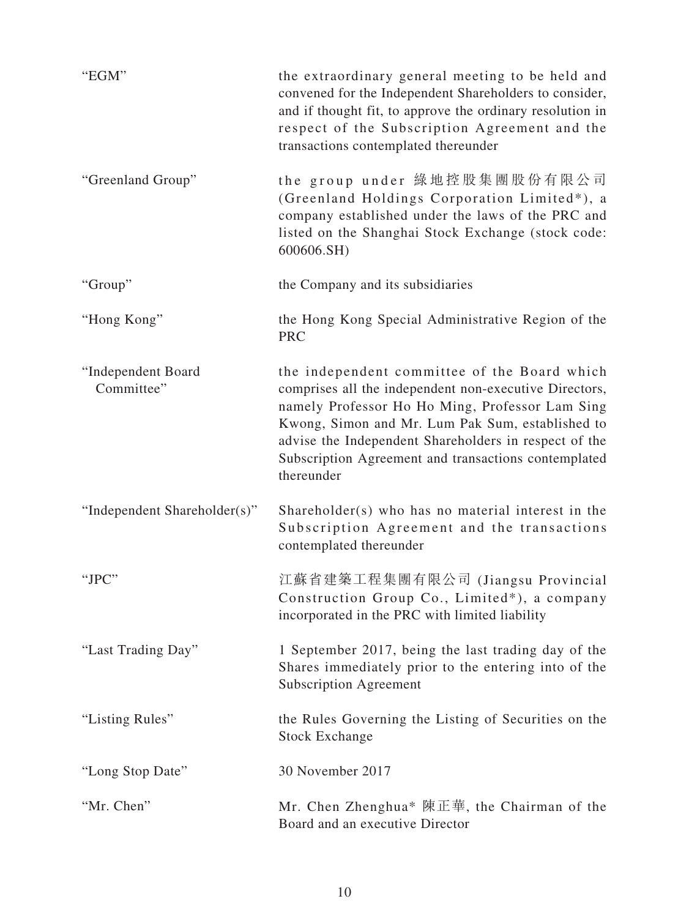| | |
|---|---|
| "EGM" | the extraordinary general meeting to be held and convened for the Independent Shareholders to consider, and if thought fit, to approve the ordinary resolution in respect of the Subscription Agreement and the transactions contemplated thereunder |
| "Greenland Group" | the group under 綠地控股集團股份有限公司 (Greenland Holdings Corporation Limited*), a company established under the laws of the PRC and listed on the Shanghai Stock Exchange (stock code: 600606.SH) |
| "Group" | the Company and its subsidiaries |
| "Hong Kong" | the Hong Kong Special Administrative Region of the PRC |
| "Independent Board Committee" | the independent committee of the Board which comprises all the independent non-executive Directors, namely Professor Ho Ho Ming, Professor Lam Sing Kwong, Simon and Mr. Lum Pak Sum, established to advise the Independent Shareholders in respect of the Subscription Agreement and transactions contemplated thereunder |
| "Independent Shareholder(s)" | Shareholder(s) who has no material interest in the Subscription Agreement and the transactions contemplated thereunder |
| "JPC" | 江蘇省建築工程集團有限公司 (Jiangsu Provincial Construction Group Co., Limited*), a company incorporated in the PRC with limited liability |
| "Last Trading Day" | 1 September 2017, being the last trading day of the Shares immediately prior to the entering into of the Subscription Agreement |
| "Listing Rules" | the Rules Governing the Listing of Securities on the Stock Exchange |
| "Long Stop Date" | 30 November 2017 |
| "Mr. Chen" | Mr. Chen Zhenghua* 陳正華, the Chairman of the Board and an executive Director |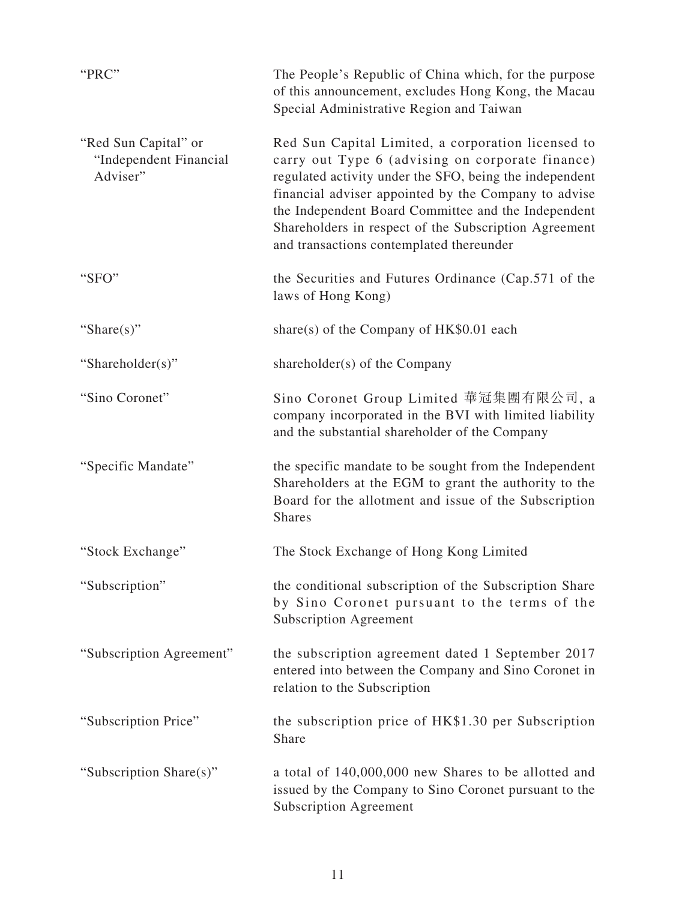| | |
|---|---|
| "PRC" | The People's Republic of China which, for the purpose of this announcement, excludes Hong Kong, the Macau Special Administrative Region and Taiwan |
| "Red Sun Capital" or "Independent Financial Adviser" | Red Sun Capital Limited, a corporation licensed to carry out Type 6 (advising on corporate finance) regulated activity under the SFO, being the independent financial adviser appointed by the Company to advise the Independent Board Committee and the Independent Shareholders in respect of the Subscription Agreement and transactions contemplated thereunder |
| "SFO" | the Securities and Futures Ordinance (Cap.571 of the laws of Hong Kong) |
| "Share(s)" | share(s) of the Company of HK$0.01 each |
| "Shareholder(s)" | shareholder(s) of the Company |
| "Sino Coronet" | Sino Coronet Group Limited 華冠集團有限公司, a company incorporated in the BVI with limited liability and the substantial shareholder of the Company |
| "Specific Mandate" | the specific mandate to be sought from the Independent Shareholders at the EGM to grant the authority to the Board for the allotment and issue of the Subscription Shares |
| "Stock Exchange" | The Stock Exchange of Hong Kong Limited |
| "Subscription" | the conditional subscription of the Subscription Share by Sino Coronet pursuant to the terms of the Subscription Agreement |
| "Subscription Agreement" | the subscription agreement dated 1 September 2017 entered into between the Company and Sino Coronet in relation to the Subscription |
| "Subscription Price" | the subscription price of HK$1.30 per Subscription Share |
| "Subscription Share(s)" | a total of 140,000,000 new Shares to be allotted and issued by the Company to Sino Coronet pursuant to the Subscription Agreement |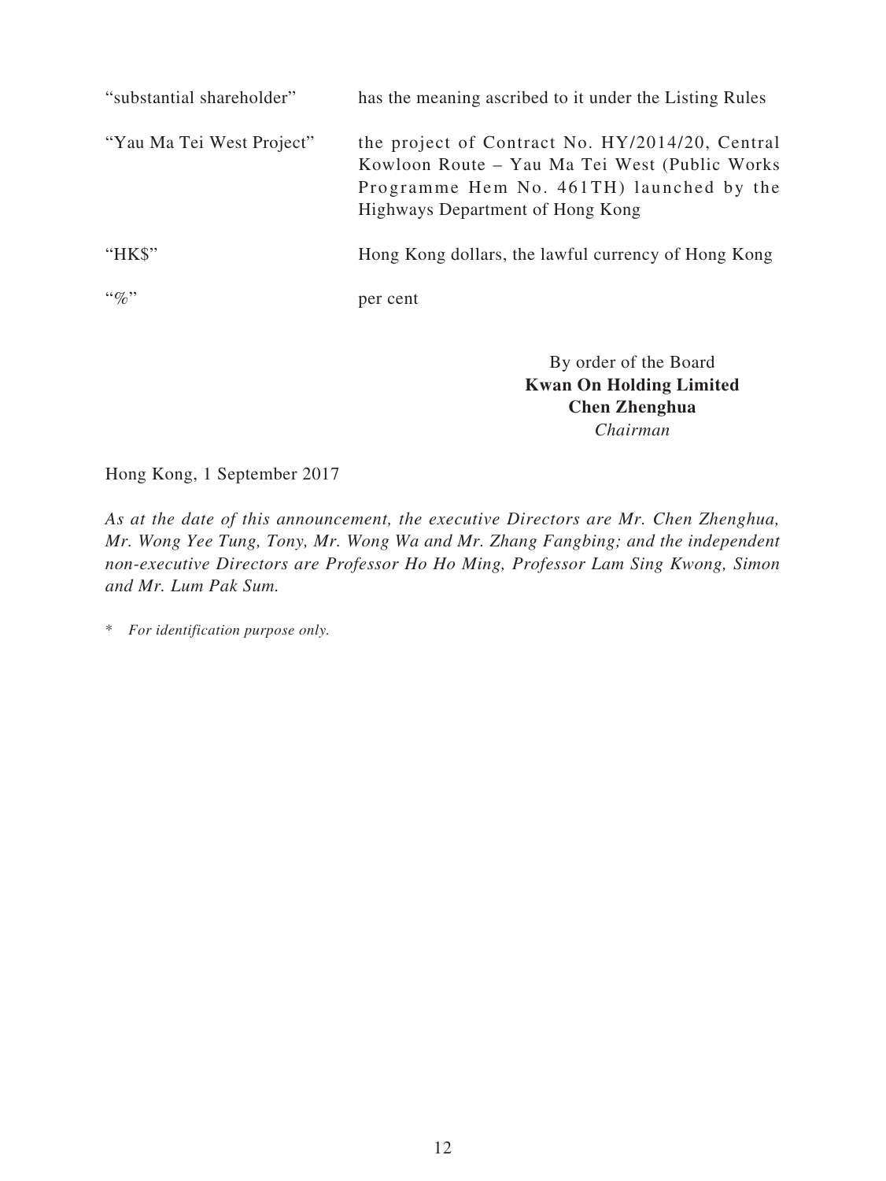| | |
|---|---|
| "substantial shareholder" | has the meaning ascribed to it under the Listing Rules |
| "Yau Ma Tei West Project" | the project of Contract No. HY/2014/20, Central Kowloon Route – Yau Ma Tei West (Public Works Programme Hem No. 461TH) launched by the Highways Department of Hong Kong |
| "HK$" | Hong Kong dollars, the lawful currency of Hong Kong |
| "%" | per cent |

By order of the Board
**Kwan On Holding Limited**
**Chen Zhenghua**
*Chairman*

Hong Kong, 1 September 2017

*As at the date of this announcement, the executive Directors are Mr. Chen Zhenghua, Mr. Wong Yee Tung, Tony, Mr. Wong Wa and Mr. Zhang Fangbing; and the independent non-executive Directors are Professor Ho Ho Ming, Professor Lam Sing Kwong, Simon and Mr. Lum Pak Sum.*

\* *For identification purpose only.*